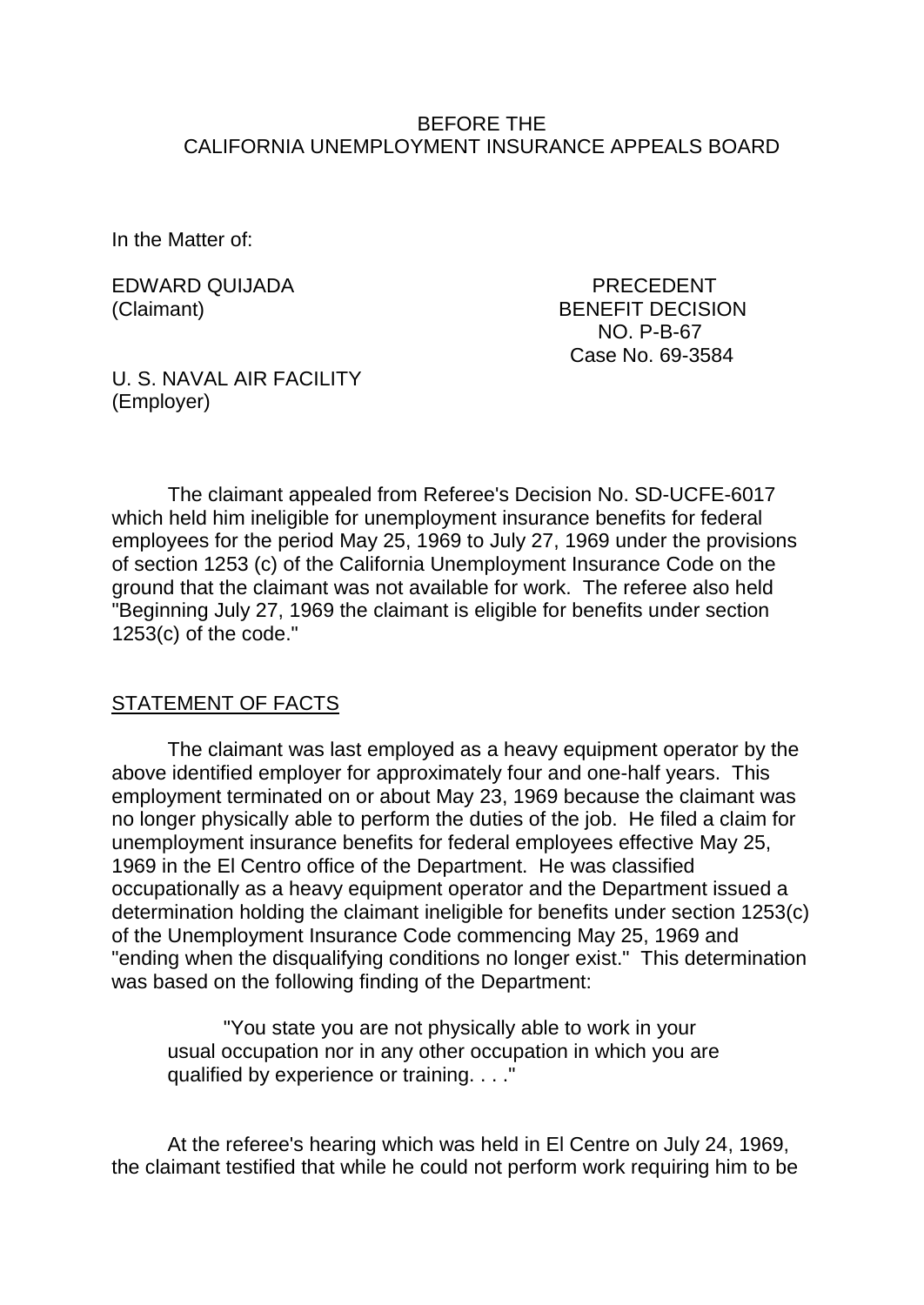BEFORE THE
CALIFORNIA UNEMPLOYMENT INSURANCE APPEALS BOARD

In the Matter of:

EDWARD QUIJADA
(Claimant)

PRECEDENT
BENEFIT DECISION
NO. P-B-67
Case No. 69-3584

U. S. NAVAL AIR FACILITY
(Employer)

The claimant appealed from Referee's Decision No. SD-UCFE-6017 which held him ineligible for unemployment insurance benefits for federal employees for the period May 25, 1969 to July 27, 1969 under the provisions of section 1253 (c) of the California Unemployment Insurance Code on the ground that the claimant was not available for work. The referee also held "Beginning July 27, 1969 the claimant is eligible for benefits under section 1253(c) of the code."

## STATEMENT OF FACTS

The claimant was last employed as a heavy equipment operator by the above identified employer for approximately four and one-half years. This employment terminated on or about May 23, 1969 because the claimant was no longer physically able to perform the duties of the job. He filed a claim for unemployment insurance benefits for federal employees effective May 25, 1969 in the El Centro office of the Department. He was classified occupationally as a heavy equipment operator and the Department issued a determination holding the claimant ineligible for benefits under section 1253(c) of the Unemployment Insurance Code commencing May 25, 1969 and "ending when the disqualifying conditions no longer exist." This determination was based on the following finding of the Department:

> "You state you are not physically able to work in your usual occupation nor in any other occupation in which you are qualified by experience or training. . . ."

At the referee's hearing which was held in El Centre on July 24, 1969, the claimant testified that while he could not perform work requiring him to be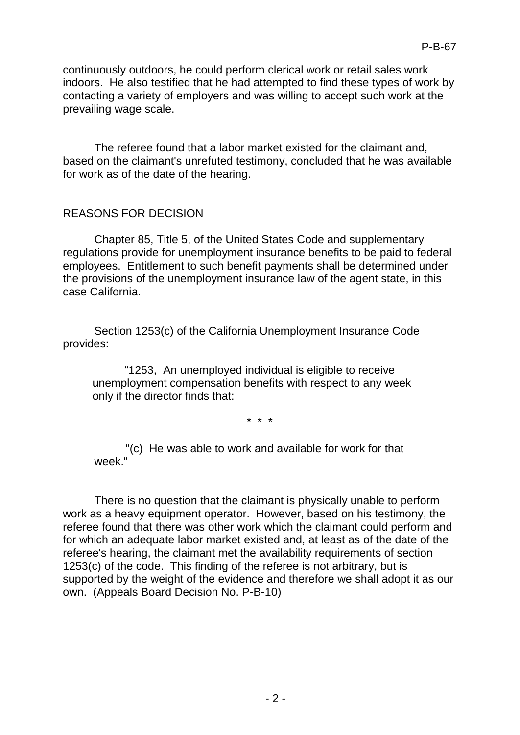continuously outdoors, he could perform clerical work or retail sales work indoors. He also testified that he had attempted to find these types of work by contacting a variety of employers and was willing to accept such work at the prevailing wage scale.

The referee found that a labor market existed for the claimant and, based on the claimant's unrefuted testimony, concluded that he was available for work as of the date of the hearing.

## REASONS FOR DECISION

Chapter 85, Title 5, of the United States Code and supplementary regulations provide for unemployment insurance benefits to be paid to federal employees. Entitlement to such benefit payments shall be determined under the provisions of the unemployment insurance law of the agent state, in this case California.

Section 1253(c) of the California Unemployment Insurance Code provides:

> "1253, An unemployed individual is eligible to receive unemployment compensation benefits with respect to any week only if the director finds that:
>
> \* \* \*
>
> "(c) He was able to work and available for work for that week."

There is no question that the claimant is physically unable to perform work as a heavy equipment operator. However, based on his testimony, the referee found that there was other work which the claimant could perform and for which an adequate labor market existed and, at least as of the date of the referee's hearing, the claimant met the availability requirements of section 1253(c) of the code. This finding of the referee is not arbitrary, but is supported by the weight of the evidence and therefore we shall adopt it as our own. (Appeals Board Decision No. P-B-10)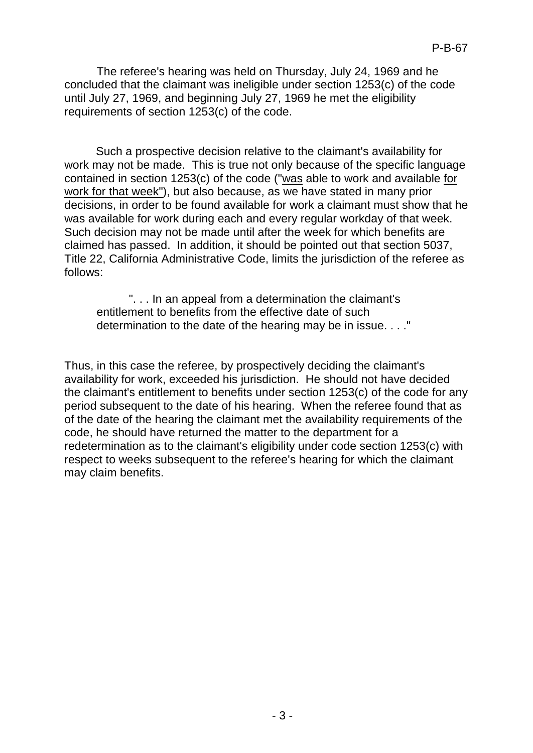The referee's hearing was held on Thursday, July 24, 1969 and he concluded that the claimant was ineligible under section 1253(c) of the code until July 27, 1969, and beginning July 27, 1969 he met the eligibility requirements of section 1253(c) of the code.

Such a prospective decision relative to the claimant's availability for work may not be made. This is true not only because of the specific language contained in section 1253(c) of the code ("<u>was</u> able to work and available <u>for work for that week</u>"), but also because, as we have stated in many prior decisions, in order to be found available for work a claimant must show that he was available for work during each and every regular workday of that week. Such decision may not be made until after the week for which benefits are claimed has passed. In addition, it should be pointed out that section 5037, Title 22, California Administrative Code, limits the jurisdiction of the referee as follows:

> ". . . In an appeal from a determination the claimant's entitlement to benefits from the effective date of such determination to the date of the hearing may be in issue. . . ."

Thus, in this case the referee, by prospectively deciding the claimant's availability for work, exceeded his jurisdiction. He should not have decided the claimant's entitlement to benefits under section 1253(c) of the code for any period subsequent to the date of his hearing. When the referee found that as of the date of the hearing the claimant met the availability requirements of the code, he should have returned the matter to the department for a redetermination as to the claimant's eligibility under code section 1253(c) with respect to weeks subsequent to the referee's hearing for which the claimant may claim benefits.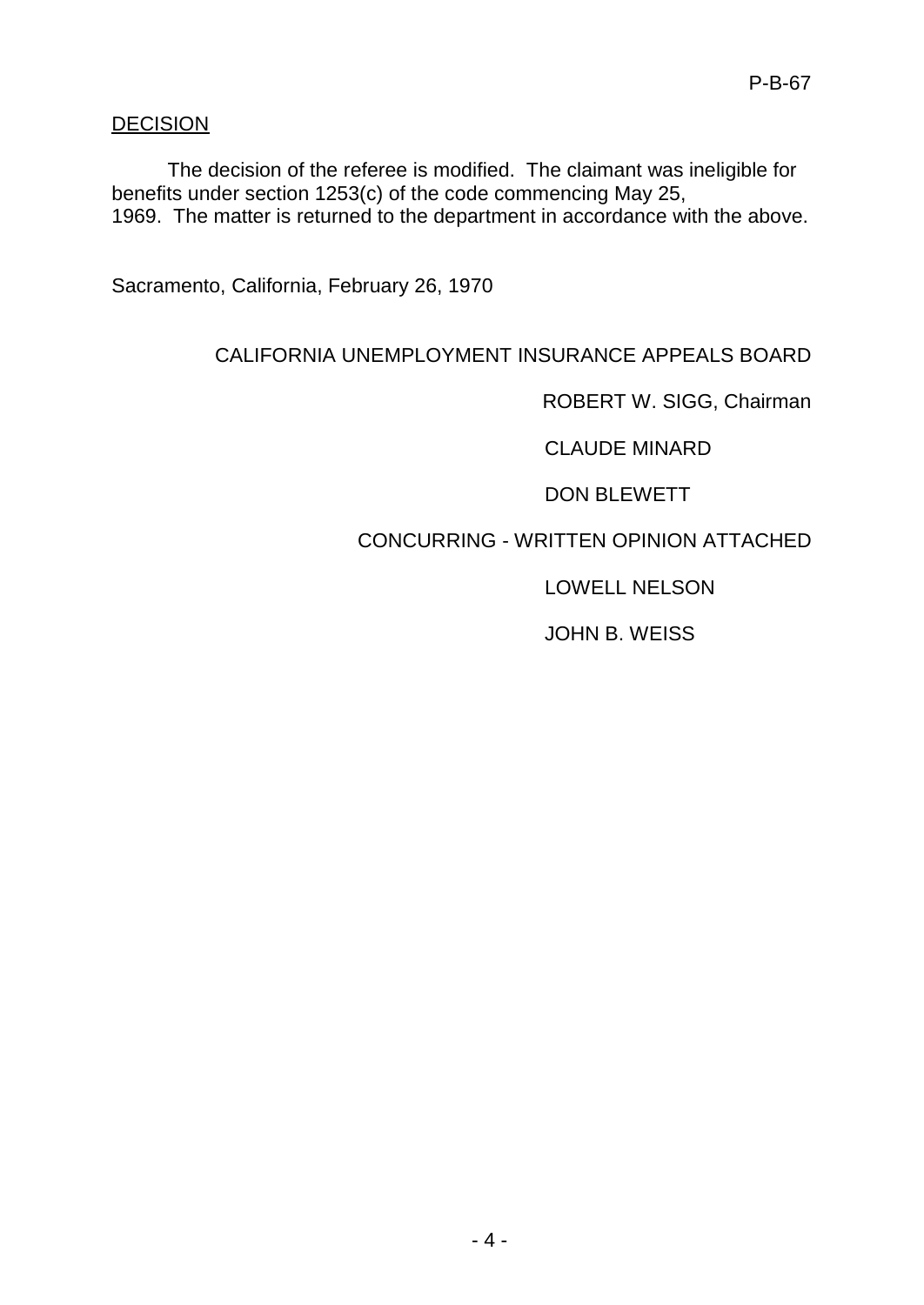DECISION

The decision of the referee is modified. The claimant was ineligible for benefits under section 1253(c) of the code commencing May 25, 1969. The matter is returned to the department in accordance with the above.

Sacramento, California, February 26, 1970

CALIFORNIA UNEMPLOYMENT INSURANCE APPEALS BOARD

ROBERT W. SIGG, Chairman

CLAUDE MINARD

DON BLEWETT

CONCURRING - WRITTEN OPINION ATTACHED

LOWELL NELSON

JOHN B. WEISS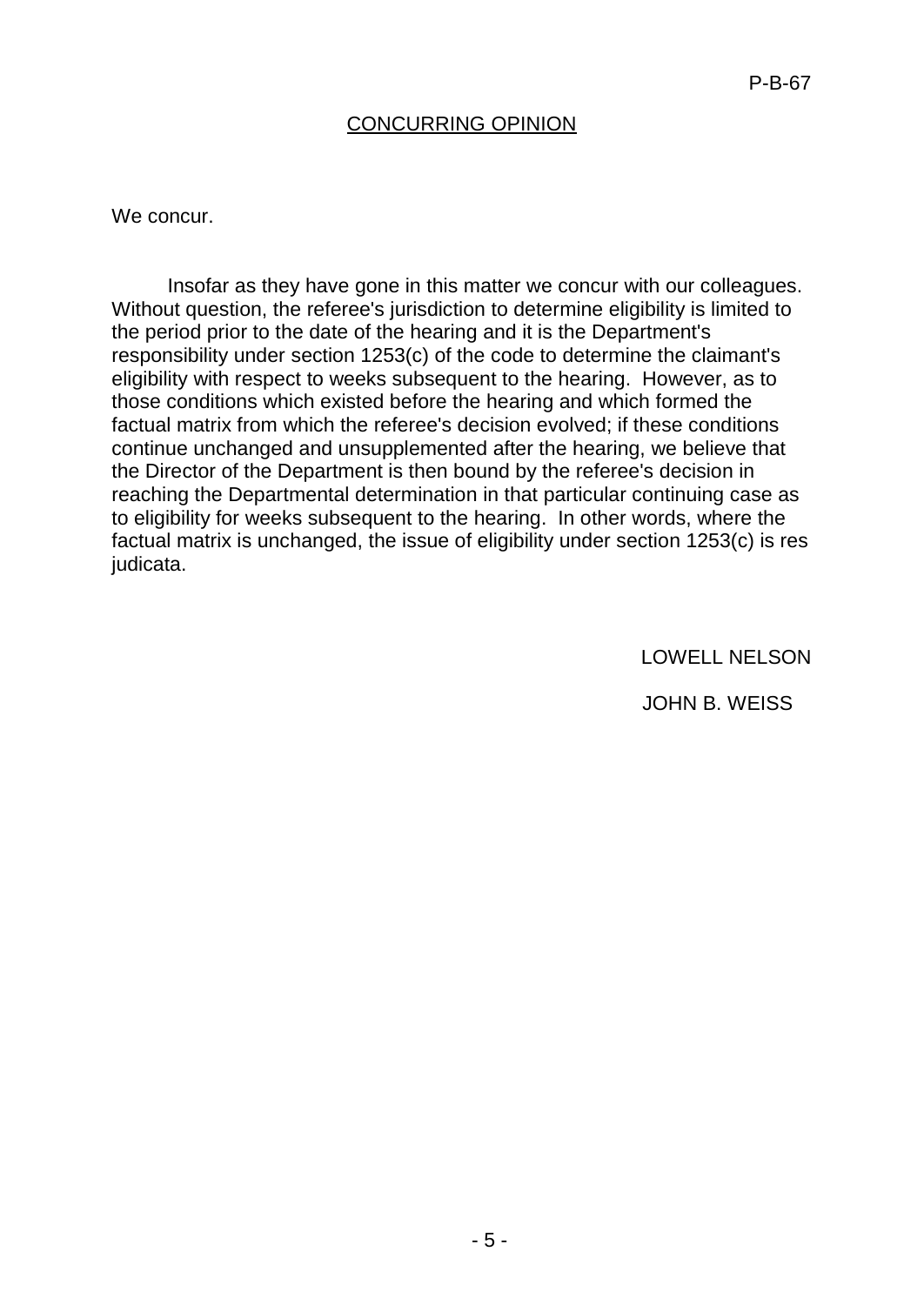## CONCURRING OPINION

We concur.

Insofar as they have gone in this matter we concur with our colleagues. Without question, the referee's jurisdiction to determine eligibility is limited to the period prior to the date of the hearing and it is the Department's responsibility under section 1253(c) of the code to determine the claimant's eligibility with respect to weeks subsequent to the hearing. However, as to those conditions which existed before the hearing and which formed the factual matrix from which the referee's decision evolved; if these conditions continue unchanged and unsupplemented after the hearing, we believe that the Director of the Department is then bound by the referee's decision in reaching the Departmental determination in that particular continuing case as to eligibility for weeks subsequent to the hearing. In other words, where the factual matrix is unchanged, the issue of eligibility under section 1253(c) is res judicata.

LOWELL NELSON

JOHN B. WEISS